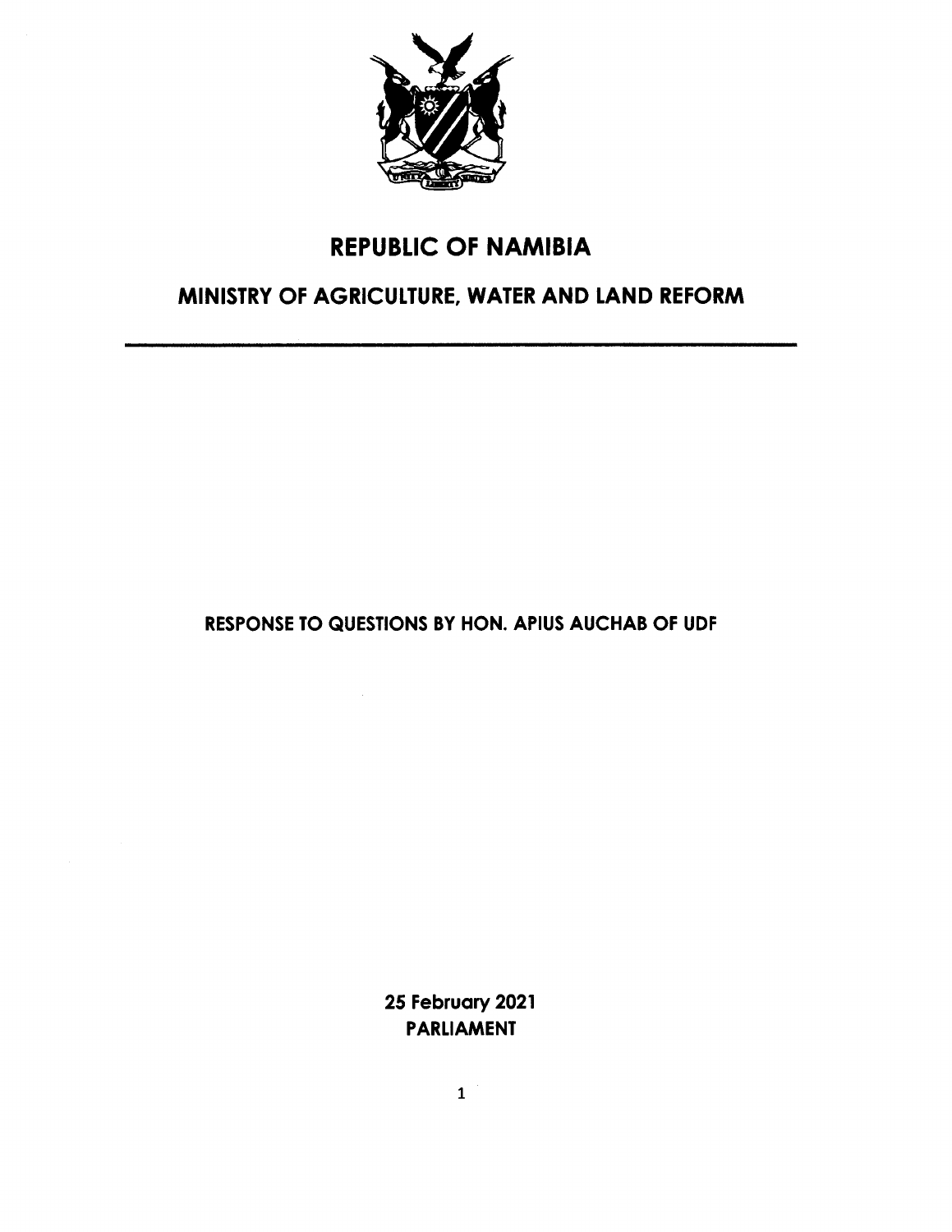# REPUBLIC OF NAMIBIA

## MINISTRY OF AGRICULTURE, WATER AND LAND REFORM

---

**RESPONSE TO QUESTIONS BY HON. APIUS AUCHAB OF UDF**

**25 February 2021**
**PARLIAMENT**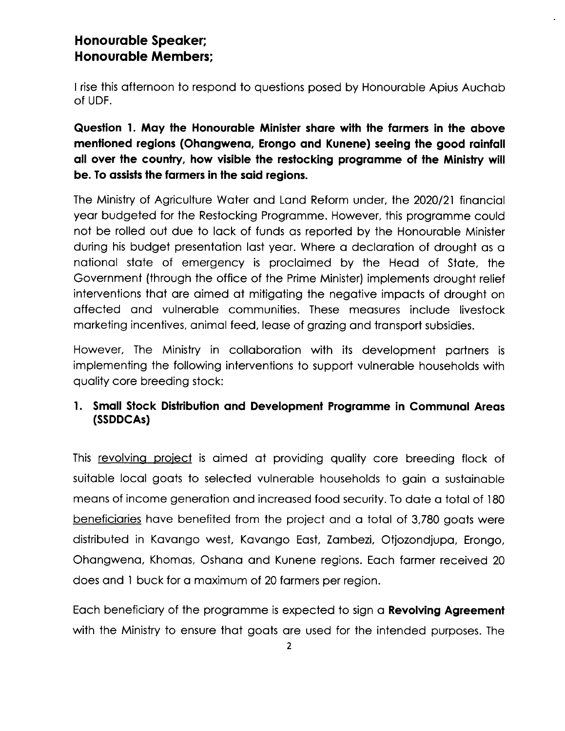**Honourable Speaker;**
**Honourable Members;**

I rise this afternoon to respond to questions posed by Honourable Apius Auchab of UDF.

**Question 1. May the Honourable Minister share with the farmers in the above mentioned regions (Ohangwena, Erongo and Kunene) seeing the good rainfall all over the country, how visible the restocking programme of the Ministry will be. To assists the farmers in the said regions.**

The Ministry of Agriculture Water and Land Reform under, the 2020/21 financial year budgeted for the Restocking Programme. However, this programme could not be rolled out due to lack of funds as reported by the Honourable Minister during his budget presentation last year. Where a declaration of drought as a national state of emergency is proclaimed by the Head of State, the Government (through the office of the Prime Minister) implements drought relief interventions that are aimed at mitigating the negative impacts of drought on affected and vulnerable communities. These measures include livestock marketing incentives, animal feed, lease of grazing and transport subsidies.

However, The Ministry in collaboration with its development partners is implementing the following interventions to support vulnerable households with quality core breeding stock:

**1. Small Stock Distribution and Development Programme in Communal Areas (SSDDCAs)**

This revolving project is aimed at providing quality core breeding flock of suitable local goats to selected vulnerable households to gain a sustainable means of income generation and increased food security. To date a total of 180 beneficiaries have benefited from the project and a total of 3,780 goats were distributed in Kavango west, Kavango East, Zambezi, Otjozondjupa, Erongo, Ohangwena, Khomas, Oshana and Kunene regions. Each farmer received 20 does and 1 buck for a maximum of 20 farmers per region.

Each beneficiary of the programme is expected to sign a **Revolving Agreement** with the Ministry to ensure that goats are used for the intended purposes. The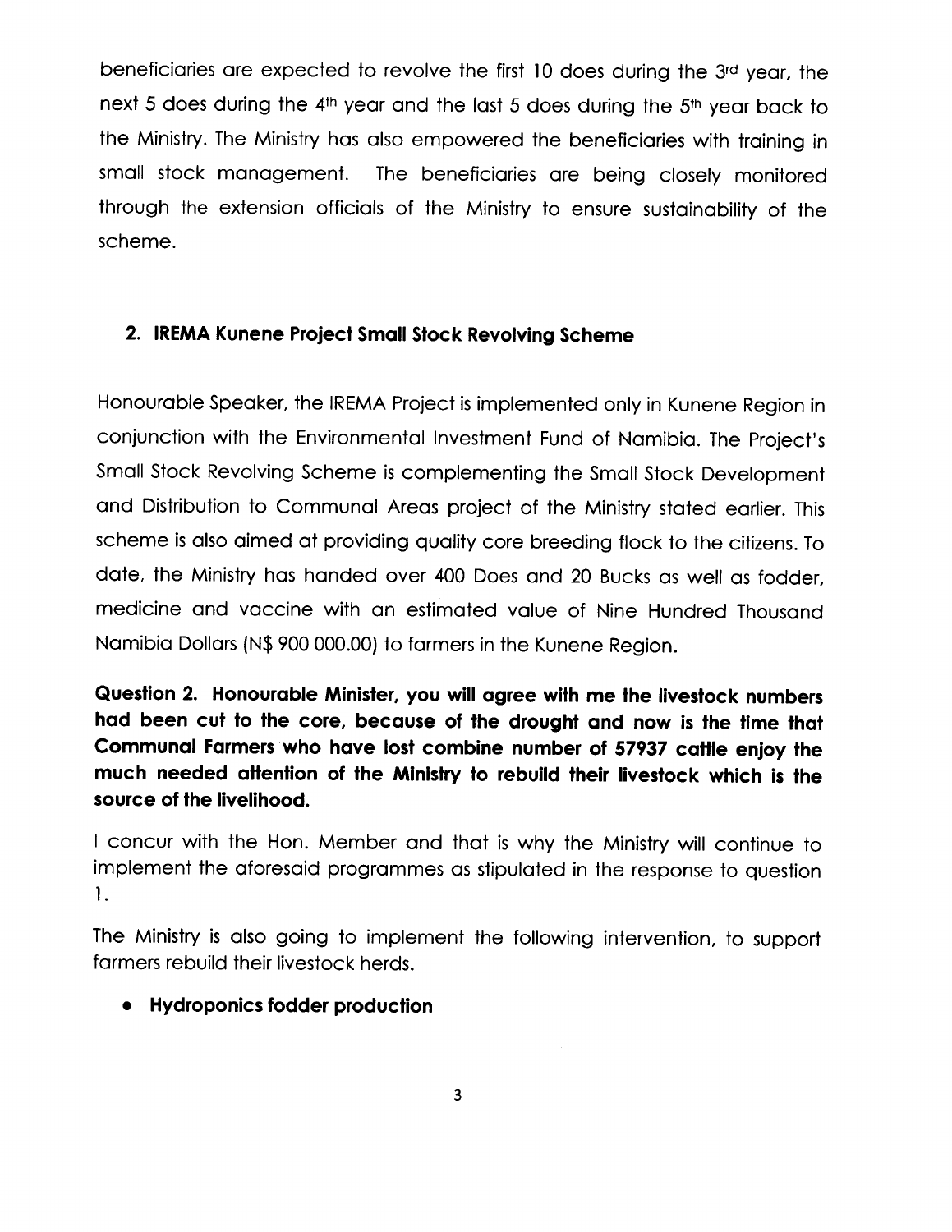beneficiaries are expected to revolve the first 10 does during the 3rd year, the next 5 does during the 4th year and the last 5 does during the 5th year back to the Ministry. The Ministry has also empowered the beneficiaries with training in small stock management. The beneficiaries are being closely monitored through the extension officials of the Ministry to ensure sustainability of the scheme.

## 2. IREMA Kunene Project Small Stock Revolving Scheme

Honourable Speaker, the IREMA Project is implemented only in Kunene Region in conjunction with the Environmental Investment Fund of Namibia. The Project's Small Stock Revolving Scheme is complementing the Small Stock Development and Distribution to Communal Areas project of the Ministry stated earlier. This scheme is also aimed at providing quality core breeding flock to the citizens. To date, the Ministry has handed over 400 Does and 20 Bucks as well as fodder, medicine and vaccine with an estimated value of Nine Hundred Thousand Namibia Dollars (N$ 900 000.00) to farmers in the Kunene Region.

**Question 2. Honourable Minister, you will agree with me the livestock numbers had been cut to the core, because of the drought and now is the time that Communal Farmers who have lost combine number of 57937 cattle enjoy the much needed attention of the Ministry to rebuild their livestock which is the source of the livelihood.**

I concur with the Hon. Member and that is why the Ministry will continue to implement the aforesaid programmes as stipulated in the response to question 1.

The Ministry is also going to implement the following intervention, to support farmers rebuild their livestock herds.

- **Hydroponics fodder production**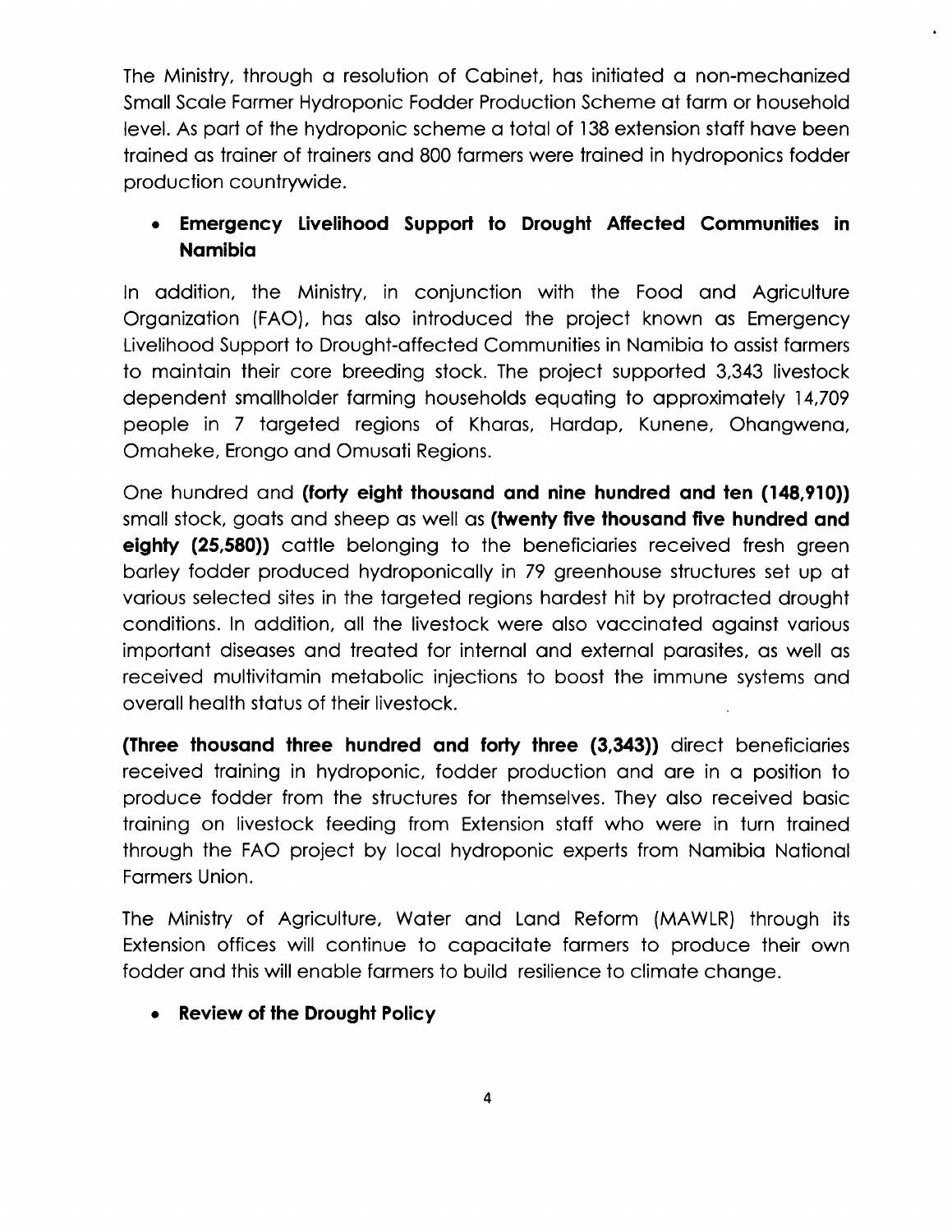The Ministry, through a resolution of Cabinet, has initiated a non-mechanized Small Scale Farmer Hydroponic Fodder Production Scheme at farm or household level. As part of the hydroponic scheme a total of 138 extension staff have been trained as trainer of trainers and 800 farmers were trained in hydroponics fodder production countrywide.

- **Emergency Livelihood Support to Drought Affected Communities in Namibia**

In addition, the Ministry, in conjunction with the Food and Agriculture Organization (FAO), has also introduced the project known as Emergency Livelihood Support to Drought-affected Communities in Namibia to assist farmers to maintain their core breeding stock. The project supported 3,343 livestock dependent smallholder farming households equating to approximately 14,709 people in 7 targeted regions of Kharas, Hardap, Kunene, Ohangwena, Omaheke, Erongo and Omusati Regions.

One hundred and **(forty eight thousand and nine hundred and ten (148,910))** small stock, goats and sheep as well as **(twenty five thousand five hundred and eighty (25,580))** cattle belonging to the beneficiaries received fresh green barley fodder produced hydroponically in 79 greenhouse structures set up at various selected sites in the targeted regions hardest hit by protracted drought conditions. In addition, all the livestock were also vaccinated against various important diseases and treated for internal and external parasites, as well as received multivitamin metabolic injections to boost the immune systems and overall health status of their livestock.

**(Three thousand three hundred and forty three (3,343))** direct beneficiaries received training in hydroponic, fodder production and are in a position to produce fodder from the structures for themselves. They also received basic training on livestock feeding from Extension staff who were in turn trained through the FAO project by local hydroponic experts from Namibia National Farmers Union.

The Ministry of Agriculture, Water and Land Reform (MAWLR) through its Extension offices will continue to capacitate farmers to produce their own fodder and this will enable farmers to build resilience to climate change.

- **Review of the Drought Policy**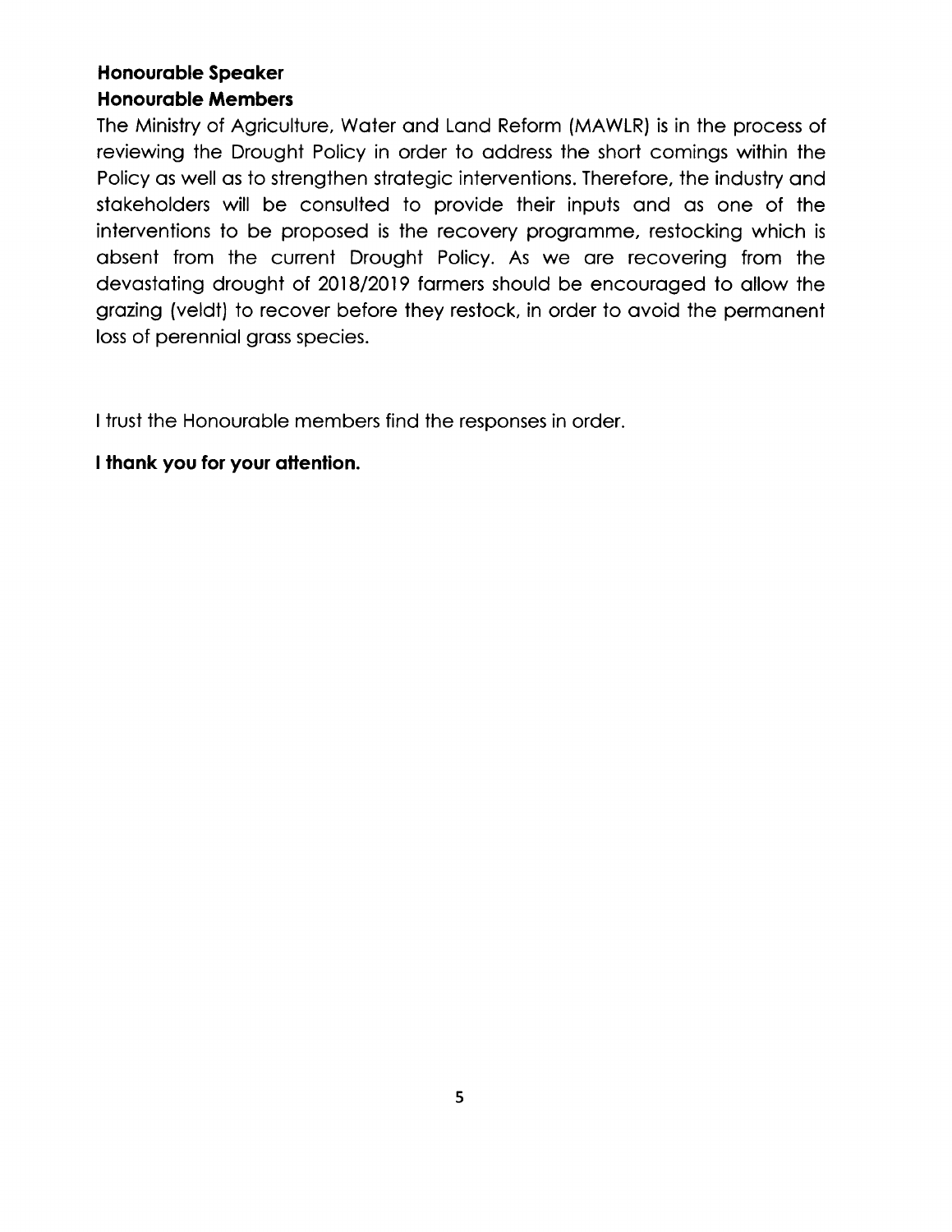**Honourable Speaker**
**Honourable Members**

The Ministry of Agriculture, Water and Land Reform (MAWLR) is in the process of reviewing the Drought Policy in order to address the short comings within the Policy as well as to strengthen strategic interventions. Therefore, the industry and stakeholders will be consulted to provide their inputs and as one of the interventions to be proposed is the recovery programme, restocking which is absent from the current Drought Policy. As we are recovering from the devastating drought of 2018/2019 farmers should be encouraged to allow the grazing (veldt) to recover before they restock, in order to avoid the permanent loss of perennial grass species.

I trust the Honourable members find the responses in order.

**I thank you for your attention.**